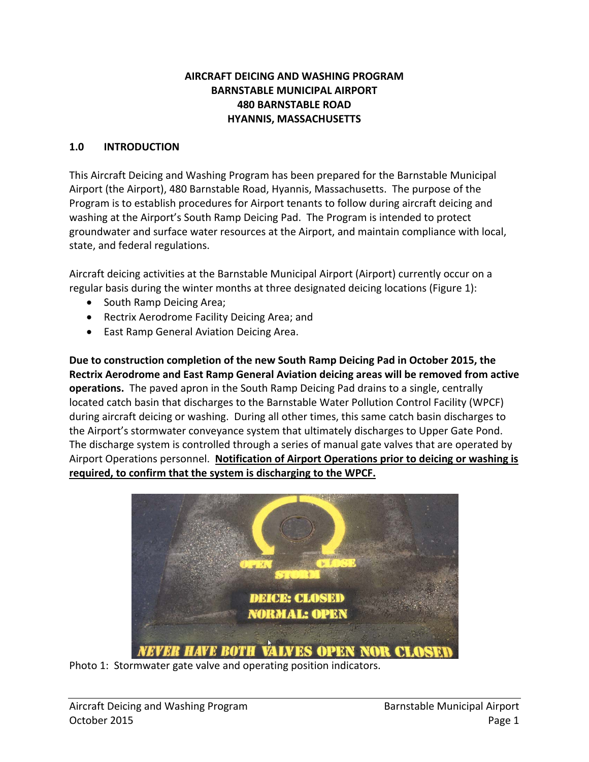# AIRCRAFT DEICING AND WASHING PROGRAM
# BARNSTABLE MUNICIPAL AIRPORT
# 480 BARNSTABLE ROAD
# HYANNIS, MASSACHUSETTS

## 1.0 INTRODUCTION

This Aircraft Deicing and Washing Program has been prepared for the Barnstable Municipal Airport (the Airport), 480 Barnstable Road, Hyannis, Massachusetts. The purpose of the Program is to establish procedures for Airport tenants to follow during aircraft deicing and washing at the Airport's South Ramp Deicing Pad. The Program is intended to protect groundwater and surface water resources at the Airport, and maintain compliance with local, state, and federal regulations.

Aircraft deicing activities at the Barnstable Municipal Airport (Airport) currently occur on a regular basis during the winter months at three designated deicing locations (Figure 1):

- South Ramp Deicing Area;
- Rectrix Aerodrome Facility Deicing Area; and
- East Ramp General Aviation Deicing Area.

**Due to construction completion of the new South Ramp Deicing Pad in October 2015, the Rectrix Aerodrome and East Ramp General Aviation deicing areas will be removed from active operations.** The paved apron in the South Ramp Deicing Pad drains to a single, centrally located catch basin that discharges to the Barnstable Water Pollution Control Facility (WPCF) during aircraft deicing or washing. During all other times, this same catch basin discharges to the Airport's stormwater conveyance system that ultimately discharges to Upper Gate Pond. The discharge system is controlled through a series of manual gate valves that are operated by Airport Operations personnel. <u>**Notification of Airport Operations prior to deicing or washing is required, to confirm that the system is discharging to the WPCF.**</u>

Photo 1: Stormwater gate valve and operating position indicators.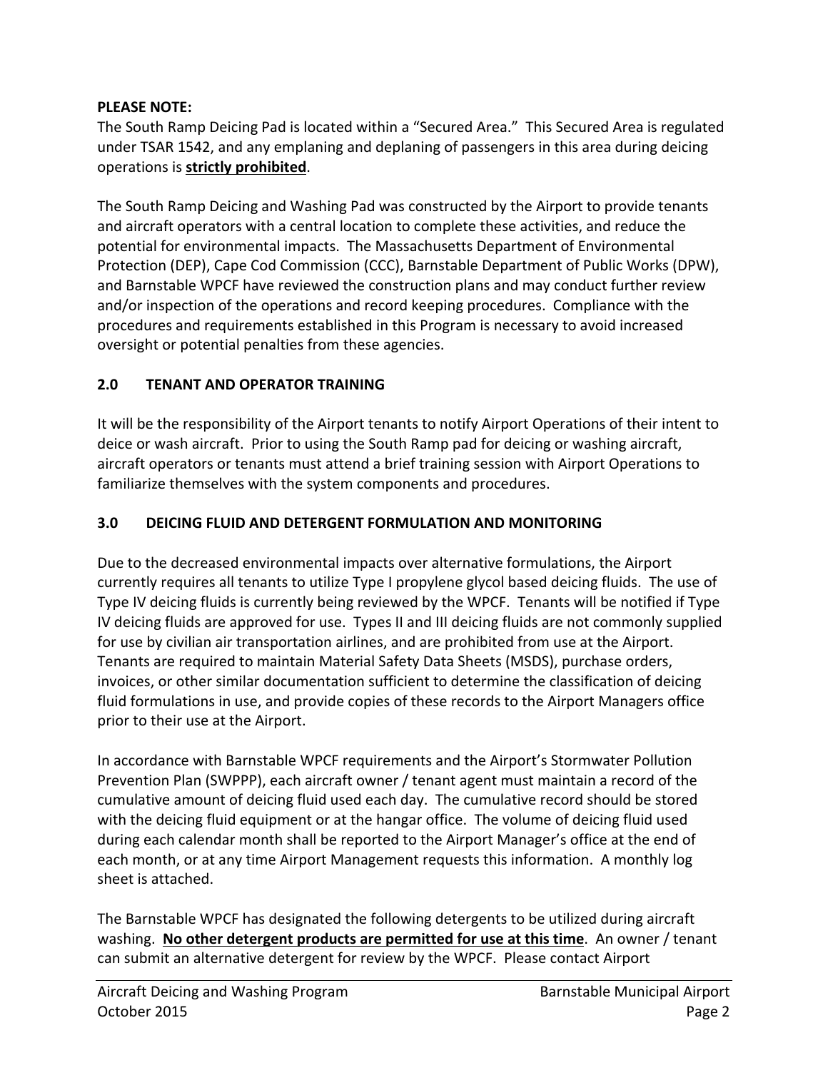**PLEASE NOTE:**
The South Ramp Deicing Pad is located within a "Secured Area." This Secured Area is regulated under TSAR 1542, and any emplaning and deplaning of passengers in this area during deicing operations is **strictly prohibited**.

The South Ramp Deicing and Washing Pad was constructed by the Airport to provide tenants and aircraft operators with a central location to complete these activities, and reduce the potential for environmental impacts. The Massachusetts Department of Environmental Protection (DEP), Cape Cod Commission (CCC), Barnstable Department of Public Works (DPW), and Barnstable WPCF have reviewed the construction plans and may conduct further review and/or inspection of the operations and record keeping procedures. Compliance with the procedures and requirements established in this Program is necessary to avoid increased oversight or potential penalties from these agencies.

## 2.0 TENANT AND OPERATOR TRAINING

It will be the responsibility of the Airport tenants to notify Airport Operations of their intent to deice or wash aircraft. Prior to using the South Ramp pad for deicing or washing aircraft, aircraft operators or tenants must attend a brief training session with Airport Operations to familiarize themselves with the system components and procedures.

## 3.0 DEICING FLUID AND DETERGENT FORMULATION AND MONITORING

Due to the decreased environmental impacts over alternative formulations, the Airport currently requires all tenants to utilize Type I propylene glycol based deicing fluids. The use of Type IV deicing fluids is currently being reviewed by the WPCF. Tenants will be notified if Type IV deicing fluids are approved for use. Types II and III deicing fluids are not commonly supplied for use by civilian air transportation airlines, and are prohibited from use at the Airport. Tenants are required to maintain Material Safety Data Sheets (MSDS), purchase orders, invoices, or other similar documentation sufficient to determine the classification of deicing fluid formulations in use, and provide copies of these records to the Airport Managers office prior to their use at the Airport.

In accordance with Barnstable WPCF requirements and the Airport's Stormwater Pollution Prevention Plan (SWPPP), each aircraft owner / tenant agent must maintain a record of the cumulative amount of deicing fluid used each day. The cumulative record should be stored with the deicing fluid equipment or at the hangar office. The volume of deicing fluid used during each calendar month shall be reported to the Airport Manager's office at the end of each month, or at any time Airport Management requests this information. A monthly log sheet is attached.

The Barnstable WPCF has designated the following detergents to be utilized during aircraft washing. **No other detergent products are permitted for use at this time**. An owner / tenant can submit an alternative detergent for review by the WPCF. Please contact Airport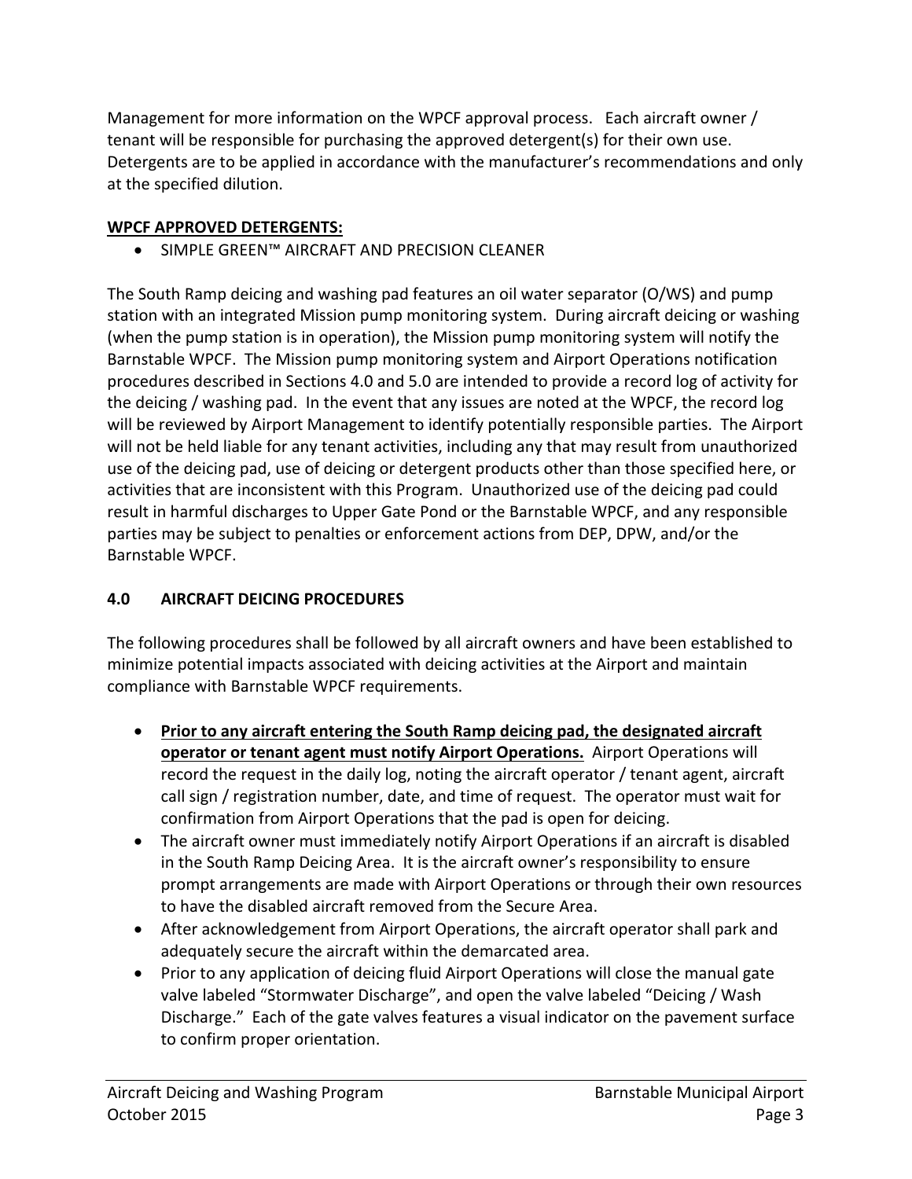Management for more information on the WPCF approval process. Each aircraft owner / tenant will be responsible for purchasing the approved detergent(s) for their own use. Detergents are to be applied in accordance with the manufacturer's recommendations and only at the specified dilution.

**<u>WPCF APPROVED DETERGENTS:</u>**

- SIMPLE GREEN™ AIRCRAFT AND PRECISION CLEANER

The South Ramp deicing and washing pad features an oil water separator (O/WS) and pump station with an integrated Mission pump monitoring system. During aircraft deicing or washing (when the pump station is in operation), the Mission pump monitoring system will notify the Barnstable WPCF. The Mission pump monitoring system and Airport Operations notification procedures described in Sections 4.0 and 5.0 are intended to provide a record log of activity for the deicing / washing pad. In the event that any issues are noted at the WPCF, the record log will be reviewed by Airport Management to identify potentially responsible parties. The Airport will not be held liable for any tenant activities, including any that may result from unauthorized use of the deicing pad, use of deicing or detergent products other than those specified here, or activities that are inconsistent with this Program. Unauthorized use of the deicing pad could result in harmful discharges to Upper Gate Pond or the Barnstable WPCF, and any responsible parties may be subject to penalties or enforcement actions from DEP, DPW, and/or the Barnstable WPCF.

## 4.0 AIRCRAFT DEICING PROCEDURES

The following procedures shall be followed by all aircraft owners and have been established to minimize potential impacts associated with deicing activities at the Airport and maintain compliance with Barnstable WPCF requirements.

- **<u>Prior to any aircraft entering the South Ramp deicing pad, the designated aircraft operator or tenant agent must notify Airport Operations.</u>** Airport Operations will record the request in the daily log, noting the aircraft operator / tenant agent, aircraft call sign / registration number, date, and time of request. The operator must wait for confirmation from Airport Operations that the pad is open for deicing.
- The aircraft owner must immediately notify Airport Operations if an aircraft is disabled in the South Ramp Deicing Area. It is the aircraft owner's responsibility to ensure prompt arrangements are made with Airport Operations or through their own resources to have the disabled aircraft removed from the Secure Area.
- After acknowledgement from Airport Operations, the aircraft operator shall park and adequately secure the aircraft within the demarcated area.
- Prior to any application of deicing fluid Airport Operations will close the manual gate valve labeled "Stormwater Discharge", and open the valve labeled "Deicing / Wash Discharge." Each of the gate valves features a visual indicator on the pavement surface to confirm proper orientation.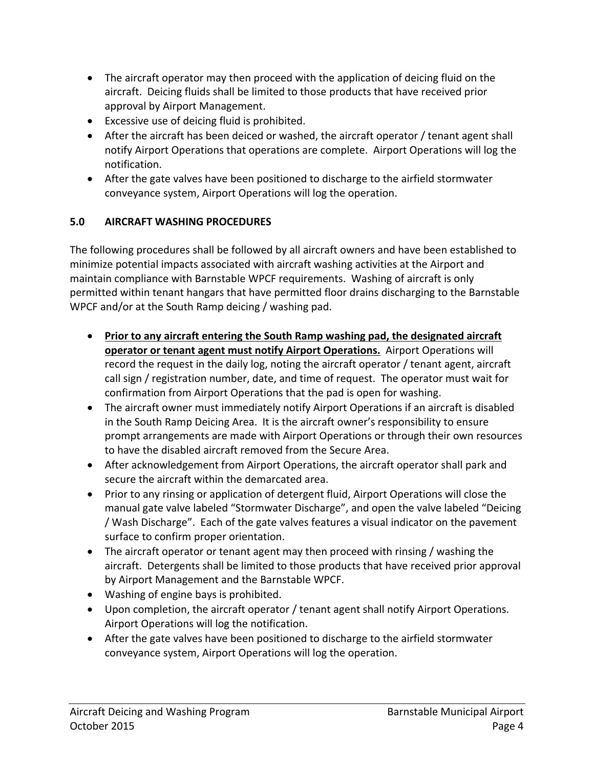- The aircraft operator may then proceed with the application of deicing fluid on the aircraft. Deicing fluids shall be limited to those products that have received prior approval by Airport Management.
- Excessive use of deicing fluid is prohibited.
- After the aircraft has been deiced or washed, the aircraft operator / tenant agent shall notify Airport Operations that operations are complete. Airport Operations will log the notification.
- After the gate valves have been positioned to discharge to the airfield stormwater conveyance system, Airport Operations will log the operation.

## 5.0 AIRCRAFT WASHING PROCEDURES

The following procedures shall be followed by all aircraft owners and have been established to minimize potential impacts associated with aircraft washing activities at the Airport and maintain compliance with Barnstable WPCF requirements. Washing of aircraft is only permitted within tenant hangars that have permitted floor drains discharging to the Barnstable WPCF and/or at the South Ramp deicing / washing pad.

- **<u>Prior to any aircraft entering the South Ramp washing pad, the designated aircraft operator or tenant agent must notify Airport Operations.</u>** Airport Operations will record the request in the daily log, noting the aircraft operator / tenant agent, aircraft call sign / registration number, date, and time of request. The operator must wait for confirmation from Airport Operations that the pad is open for washing.
- The aircraft owner must immediately notify Airport Operations if an aircraft is disabled in the South Ramp Deicing Area. It is the aircraft owner's responsibility to ensure prompt arrangements are made with Airport Operations or through their own resources to have the disabled aircraft removed from the Secure Area.
- After acknowledgement from Airport Operations, the aircraft operator shall park and secure the aircraft within the demarcated area.
- Prior to any rinsing or application of detergent fluid, Airport Operations will close the manual gate valve labeled "Stormwater Discharge", and open the valve labeled "Deicing / Wash Discharge". Each of the gate valves features a visual indicator on the pavement surface to confirm proper orientation.
- The aircraft operator or tenant agent may then proceed with rinsing / washing the aircraft. Detergents shall be limited to those products that have received prior approval by Airport Management and the Barnstable WPCF.
- Washing of engine bays is prohibited.
- Upon completion, the aircraft operator / tenant agent shall notify Airport Operations. Airport Operations will log the notification.
- After the gate valves have been positioned to discharge to the airfield stormwater conveyance system, Airport Operations will log the operation.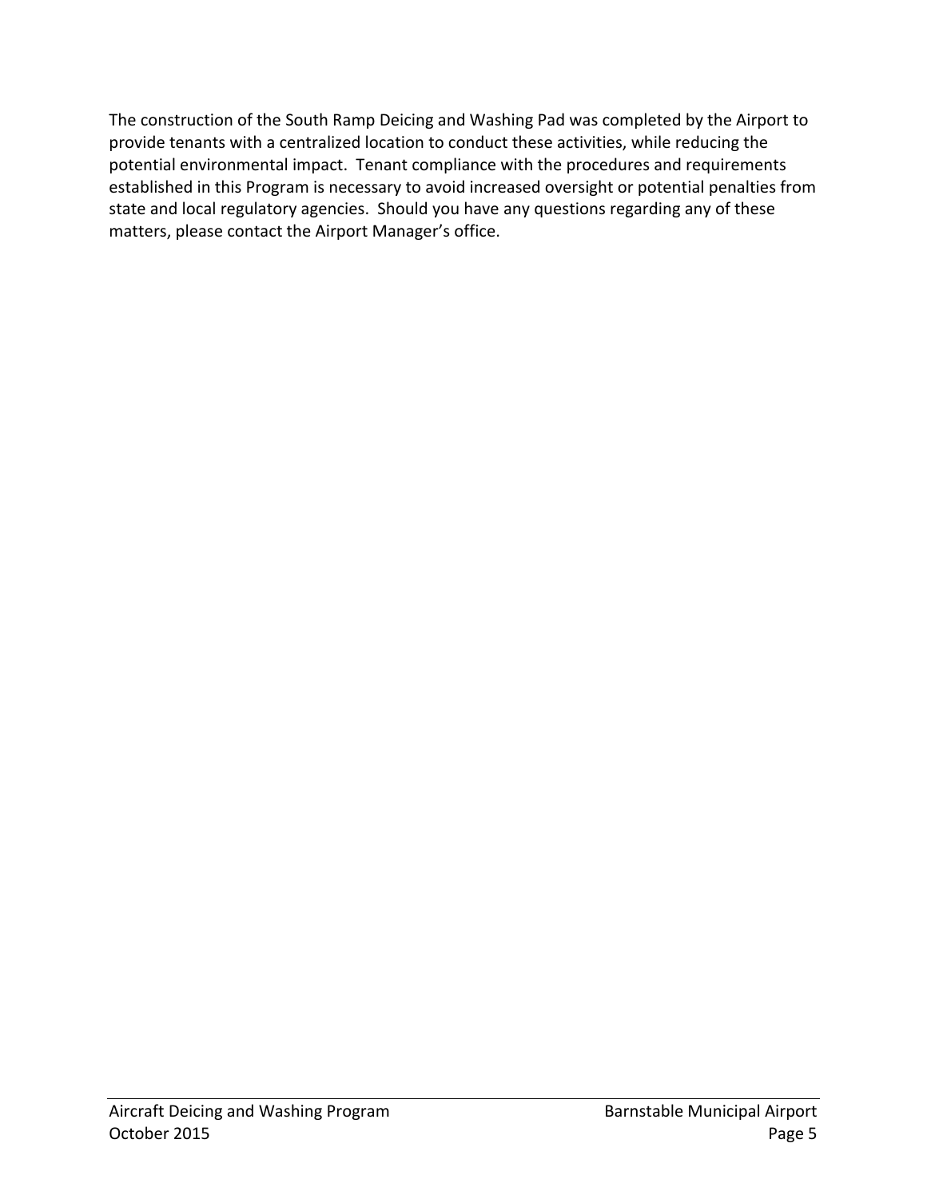The construction of the South Ramp Deicing and Washing Pad was completed by the Airport to provide tenants with a centralized location to conduct these activities, while reducing the potential environmental impact. Tenant compliance with the procedures and requirements established in this Program is necessary to avoid increased oversight or potential penalties from state and local regulatory agencies. Should you have any questions regarding any of these matters, please contact the Airport Manager's office.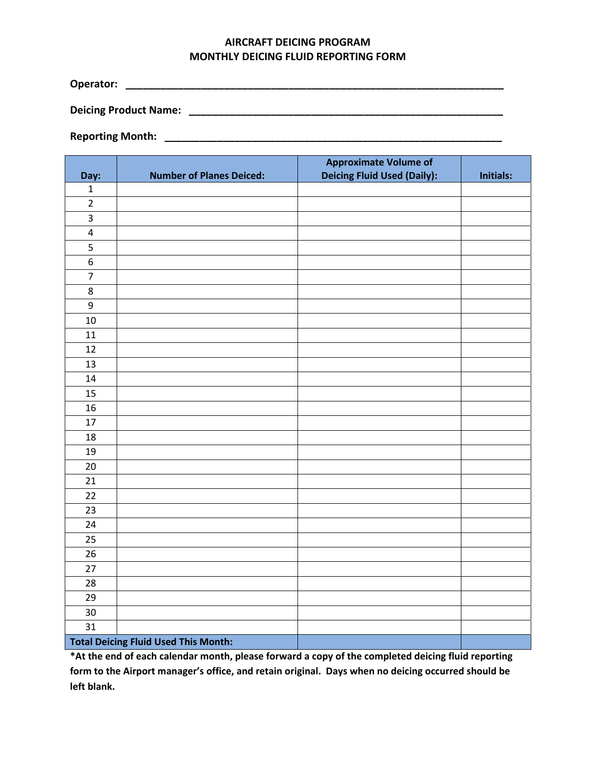# AIRCRAFT DEICING PROGRAM
# MONTHLY DEICING FLUID REPORTING FORM

**Operator:** ______________________________________________________________

**Deicing Product Name:** ___________________________________________________

**Reporting Month:** _______________________________________________________

| Day: | Number of Planes Deiced: | Approximate Volume of Deicing Fluid Used (Daily): | Initials: |
|---|---|---|---|
| 1 | | | |
| 2 | | | |
| 3 | | | |
| 4 | | | |
| 5 | | | |
| 6 | | | |
| 7 | | | |
| 8 | | | |
| 9 | | | |
| 10 | | | |
| 11 | | | |
| 12 | | | |
| 13 | | | |
| 14 | | | |
| 15 | | | |
| 16 | | | |
| 17 | | | |
| 18 | | | |
| 19 | | | |
| 20 | | | |
| 21 | | | |
| 22 | | | |
| 23 | | | |
| 24 | | | |
| 25 | | | |
| 26 | | | |
| 27 | | | |
| 28 | | | |
| 29 | | | |
| 30 | | | |
| 31 | | | |
| **Total Deicing Fluid Used This Month:** | | | |

***At the end of each calendar month, please forward a copy of the completed deicing fluid reporting form to the Airport manager's office, and retain original. Days when no deicing occurred should be left blank.**